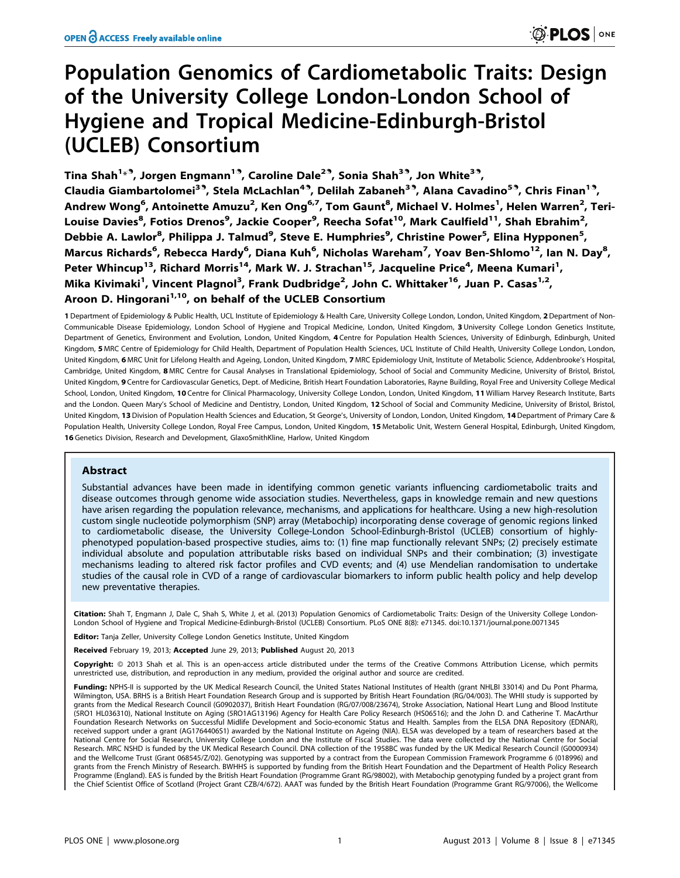# Population Genomics of Cardiometabolic Traits: Design of the University College London-London School of Hygiene and Tropical Medicine-Edinburgh-Bristol (UCLEB) Consortium

Tina Shah[1*¶], Jorgen Engmann[1¶], Caroline Dale[2¶], Sonia Shah[3¶], Jon White[3¶], Claudia Giambartolomei[3¶], Stela McLachlan[4¶], Delilah Zabaneh[3¶], Alana Cavadino[5¶], Chris Finan[1¶], Andrew Wong[6], Antoinette Amuzu[2], Ken Ong[6,7], Tom Gaunt[8], Michael V. Holmes[1], Helen Warren[2], Teri-Louise Davies[8], Fotios Drenos[9], Jackie Cooper[9], Reecha Sofat[10], Mark Caulfield[11], Shah Ebrahim[2], Debbie A. Lawlor[8], Philippa J. Talmud[9], Steve E. Humphries[9], Christine Power[5], Elina Hypponen[5], Marcus Richards[6], Rebecca Hardy[6], Diana Kuh[6], Nicholas Wareham[7], Yoav Ben-Shlomo[12], Ian N. Day[8], Peter Whincup[13], Richard Morris[14], Mark W. J. Strachan[15], Jacqueline Price[4], Meena Kumari[1], Mika Kivimaki[1], Vincent Plagnol[3], Frank Dudbridge[2], John C. Whittaker[16], Juan P. Casas[1,2], Aroon D. Hingorani[1,10], on behalf of the UCLEB Consortium

1 Department of Epidemiology & Public Health, UCL Institute of Epidemiology & Health Care, University College London, London, United Kingdom, 2 Department of Non-Communicable Disease Epidemiology, London School of Hygiene and Tropical Medicine, London, United Kingdom, 3 University College London Genetics Institute, Department of Genetics, Environment and Evolution, London, United Kingdom, 4 Centre for Population Health Sciences, University of Edinburgh, Edinburgh, United Kingdom, 5 MRC Centre of Epidemiology for Child Health, Department of Population Health Sciences, UCL Institute of Child Health, University College London, London, United Kingdom, 6 MRC Unit for Lifelong Health and Ageing, London, United Kingdom, 7 MRC Epidemiology Unit, Institute of Metabolic Science, Addenbrooke's Hospital, Cambridge, United Kingdom, 8 MRC Centre for Causal Analyses in Translational Epidemiology, School of Social and Community Medicine, University of Bristol, Bristol, United Kingdom, 9 Centre for Cardiovascular Genetics, Dept. of Medicine, British Heart Foundation Laboratories, Rayne Building, Royal Free and University College Medical School, London, United Kingdom, 10 Centre for Clinical Pharmacology, University College London, London, United Kingdom, 11 William Harvey Research Institute, Barts and the London. Queen Mary's School of Medicine and Dentistry, London, United Kingdom, 12 School of Social and Community Medicine, University of Bristol, Bristol, United Kingdom, 13 Division of Population Health Sciences and Education, St George's, University of London, London, United Kingdom, 14 Department of Primary Care & Population Health, University College London, Royal Free Campus, London, United Kingdom, 15 Metabolic Unit, Western General Hospital, Edinburgh, United Kingdom, 16 Genetics Division, Research and Development, GlaxoSmithKline, Harlow, United Kingdom

## Abstract

Substantial advances have been made in identifying common genetic variants influencing cardiometabolic traits and disease outcomes through genome wide association studies. Nevertheless, gaps in knowledge remain and new questions have arisen regarding the population relevance, mechanisms, and applications for healthcare. Using a new high-resolution custom single nucleotide polymorphism (SNP) array (Metabochip) incorporating dense coverage of genomic regions linked to cardiometabolic disease, the University College-London School-Edinburgh-Bristol (UCLEB) consortium of highly-phenotyped population-based prospective studies, aims to: (1) fine map functionally relevant SNPs; (2) precisely estimate individual absolute and population attributable risks based on individual SNPs and their combination; (3) investigate mechanisms leading to altered risk factor profiles and CVD events; and (4) use Mendelian randomisation to undertake studies of the causal role in CVD of a range of cardiovascular biomarkers to inform public health policy and help develop new preventative therapies.

**Citation:** Shah T, Engmann J, Dale C, Shah S, White J, et al. (2013) Population Genomics of Cardiometabolic Traits: Design of the University College London-London School of Hygiene and Tropical Medicine-Edinburgh-Bristol (UCLEB) Consortium. PLoS ONE 8(8): e71345. doi:10.1371/journal.pone.0071345

**Editor:** Tanja Zeller, University College London Genetics Institute, United Kingdom

**Received** February 19, 2013; **Accepted** June 29, 2013; **Published** August 20, 2013

**Copyright:** © 2013 Shah et al. This is an open-access article distributed under the terms of the Creative Commons Attribution License, which permits unrestricted use, distribution, and reproduction in any medium, provided the original author and source are credited.

**Funding:** NPHS-II is supported by the UK Medical Research Council, the United States National Institutes of Health (grant NHLBI 33014) and Du Pont Pharma, Wilmington, USA. BRHS is a British Heart Foundation Research Group and is supported by British Heart Foundation (RG/04/003). The WHII study is supported by grants from the Medical Research Council (G0902037), British Heart Foundation (RG/07/008/23674), Stroke Association, National Heart Lung and Blood Institute (5RO1 HL036310), National Institute on Aging (5RO1AG13196) Agency for Health Care Policy Research (HS06516); and the John D. and Catherine T. MacArthur Foundation Research Networks on Successful Midlife Development and Socio-economic Status and Health. Samples from the ELSA DNA Repository (EDNAR), received support under a grant (AG1764406S1) awarded by the National Institute on Ageing (NIA). ELSA was developed by a team of researchers based at the National Centre for Social Research, University College London and the Institute of Fiscal Studies. The data were collected by the National Centre for Social Research. MRC NSHD is funded by the UK Medical Research Council. DNA collection of the 1958BC was funded by the UK Medical Research Council (G0000934) and the Wellcome Trust (Grant 068545/Z/02). Genotyping was supported by a contract from the European Commission Framework Programme 6 (018996) and grants from the French Ministry of Research. BWHHS is supported by funding from the British Heart Foundation and the Department of Health Policy Research Programme (England). EAS is funded by the British Heart Foundation (Programme Grant RG/98002), with Metabochip genotyping funded by a project grant from the Chief Scientist Office of Scotland (Project Grant CZB/4/672). AAAT was funded by the British Heart Foundation (Programme Grant RG/97006), the Wellcome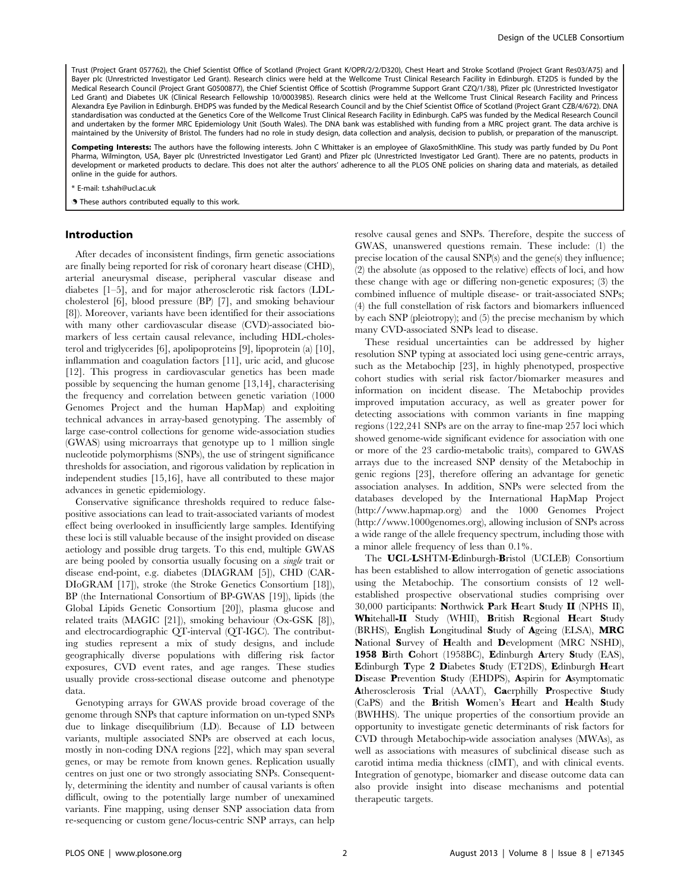Trust (Project Grant 057762), the Chief Scientist Office of Scotland (Project Grant K/OPR/2/2/D320), Chest Heart and Stroke Scotland (Project Grant Res03/A75) and Bayer plc (Unrestricted Investigator Led Grant). Research clinics were held at the Wellcome Trust Clinical Research Facility in Edinburgh. ET2DS is funded by the Medical Research Council (Project Grant G0500877), the Chief Scientist Office of Scottish (Programme Support Grant CZQ/1/38), Pfizer plc (Unrestricted Investigator Led Grant) and Diabetes UK (Clinical Research Fellowship 10/0003985). Research clinics were held at the Wellcome Trust Clinical Research Facility and Princess Alexandra Eye Pavilion in Edinburgh. EHDPS was funded by the Medical Research Council and by the Chief Scientist Office of Scotland (Project Grant CZB/4/672). DNA standardisation was conducted at the Genetics Core of the Wellcome Trust Clinical Research Facility in Edinburgh. CaPS was funded by the Medical Research Council and undertaken by the former MRC Epidemiology Unit (South Wales). The DNA bank was established with funding from a MRC project grant. The data archive is maintained by the University of Bristol. The funders had no role in study design, data collection and analysis, decision to publish, or preparation of the manuscript.

**Competing Interests:** The authors have the following interests. John C Whittaker is an employee of GlaxoSmithKline. This study was partly funded by Du Pont Pharma, Wilmington, USA, Bayer plc (Unrestricted Investigator Led Grant) and Pfizer plc (Unrestricted Investigator Led Grant). There are no patents, products in development or marketed products to declare. This does not alter the authors' adherence to all the PLOS ONE policies on sharing data and materials, as detailed online in the guide for authors.

\* E-mail: t.shah@ucl.ac.uk

These authors contributed equally to this work.

## Introduction

After decades of inconsistent findings, firm genetic associations are finally being reported for risk of coronary heart disease (CHD), arterial aneurysmal disease, peripheral vascular disease and diabetes [1–5], and for major atherosclerotic risk factors (LDL-cholesterol [6], blood pressure (BP) [7], and smoking behaviour [8]). Moreover, variants have been identified for their associations with many other cardiovascular disease (CVD)-associated biomarkers of less certain causal relevance, including HDL-cholesterol and triglycerides [6], apolipoproteins [9], lipoprotein (a) [10], inflammation and coagulation factors [11], uric acid, and glucose [12]. This progress in cardiovascular genetics has been made possible by sequencing the human genome [13,14], characterising the frequency and correlation between genetic variation (1000 Genomes Project and the human HapMap) and exploiting technical advances in array-based genotyping. The assembly of large case-control collections for genome wide-association studies (GWAS) using microarrays that genotype up to 1 million single nucleotide polymorphisms (SNPs), the use of stringent significance thresholds for association, and rigorous validation by replication in independent studies [15,16], have all contributed to these major advances in genetic epidemiology.

Conservative significance thresholds required to reduce false-positive associations can lead to trait-associated variants of modest effect being overlooked in insufficiently large samples. Identifying these loci is still valuable because of the insight provided on disease aetiology and possible drug targets. To this end, multiple GWAS are being pooled by consortia usually focusing on a *single* trait or disease end-point, e.g. diabetes (DIAGRAM [5]), CHD (CARDIoGRAM [17]), stroke (the Stroke Genetics Consortium [18]), BP (the International Consortium of BP-GWAS [19]), lipids (the Global Lipids Genetic Consortium [20]), plasma glucose and related traits (MAGIC [21]), smoking behaviour (Ox-GSK [8]), and electrocardiographic QT-interval (QT-IGC). The contributing studies represent a mix of study designs, and include geographically diverse populations with differing risk factor exposures, CVD event rates, and age ranges. These studies usually provide cross-sectional disease outcome and phenotype data.

Genotyping arrays for GWAS provide broad coverage of the genome through SNPs that capture information on un-typed SNPs due to linkage disequilibrium (LD). Because of LD between variants, multiple associated SNPs are observed at each locus, mostly in non-coding DNA regions [22], which may span several genes, or may be remote from known genes. Replication usually centres on just one or two strongly associating SNPs. Consequently, determining the identity and number of causal variants is often difficult, owing to the potentially large number of unexamined variants. Fine mapping, using denser SNP association data from re-sequencing or custom gene/locus-centric SNP arrays, can help resolve causal genes and SNPs. Therefore, despite the success of GWAS, unanswered questions remain. These include: (1) the precise location of the causal SNP(s) and the gene(s) they influence; (2) the absolute (as opposed to the relative) effects of loci, and how these change with age or differing non-genetic exposures; (3) the combined influence of multiple disease- or trait-associated SNPs; (4) the full constellation of risk factors and biomarkers influenced by each SNP (pleiotropy); and (5) the precise mechanism by which many CVD-associated SNPs lead to disease.

These residual uncertainties can be addressed by higher resolution SNP typing at associated loci using gene-centric arrays, such as the Metabochip [23], in highly phenotyped, prospective cohort studies with serial risk factor/biomarker measures and information on incident disease. The Metabochip provides improved imputation accuracy, as well as greater power for detecting associations with common variants in fine mapping regions (122,241 SNPs are on the array to fine-map 257 loci which showed genome-wide significant evidence for association with one or more of the 23 cardio-metabolic traits), compared to GWAS arrays due to the increased SNP density of the Metabochip in genic regions [23], therefore offering an advantage for genetic association analyses. In addition, SNPs were selected from the databases developed by the International HapMap Project (http://www.hapmap.org) and the 1000 Genomes Project (http://www.1000genomes.org), allowing inclusion of SNPs across a wide range of the allele frequency spectrum, including those with a minor allele frequency of less than 0.1%.

The **UC**L-**LSHTM-E**dinburgh-**B**ristol (UCLEB) Consortium has been established to allow interrogation of genetic associations using the Metabochip. The consortium consists of 12 well-established prospective observational studies comprising over 30,000 participants: **N**orthwick **P**ark **H**eart **S**tudy **II** (NPHS II), **Wh**itehall-**II** Study (WHII), **B**ritish **R**egional **H**eart **S**tudy (BRHS), **E**nglish **L**ongitudinal **S**tudy of **A**geing (ELSA), **MRC N**ational **S**urvey of **H**ealth and **D**evelopment (MRC NSHD), **1958 B**irth **C**ohort (1958BC), **E**dinburgh **A**rtery **S**tudy (EAS), **E**dinburgh **T**ype **2 D**iabetes **S**tudy (ET2DS), **E**dinburgh **H**eart **D**isease **P**revention **S**tudy (EHDPS), **A**spirin for **A**symptomatic **A**therosclerosis **T**rial (AAAT), **Ca**erphilly **P**rospective **S**tudy (CaPS) and the **B**ritish **W**omen's **H**eart and **H**ealth **S**tudy (BWHHS). The unique properties of the consortium provide an opportunity to investigate genetic determinants of risk factors for CVD through Metabochip-wide association analyses (MWAs), as well as associations with measures of subclinical disease such as carotid intima media thickness (cIMT), and with clinical events. Integration of genotype, biomarker and disease outcome data can also provide insight into disease mechanisms and potential therapeutic targets.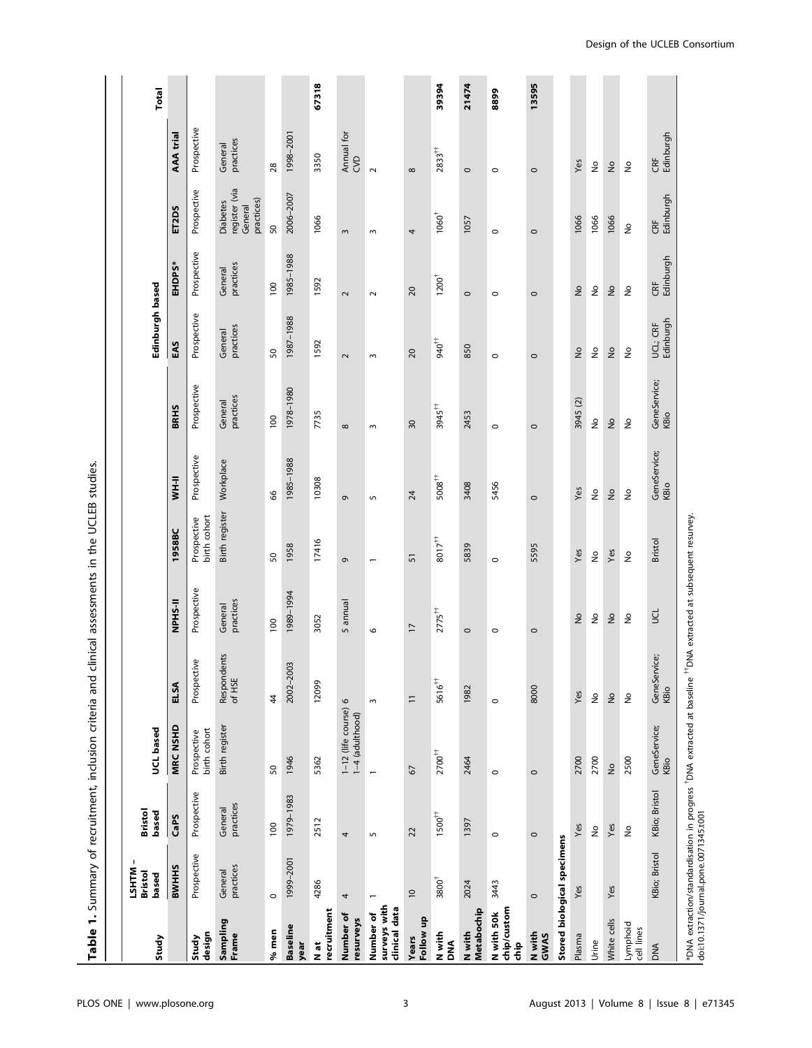**Table 1.** Summary of recruitment, inclusion criteria and clinical assessments in the UCLEB studies.

| Study | LSHTM – Bristol based | Bristol based | UCL based | | | | | | Edinburgh based | | | | Total |
|---|---|---|---|---|---|---|---|---|---|---|---|---|---|
| | BWHHS | CaPS | MRC NSHD | ELSA | NPHS-II | 1958BC | WH-II | BRHS | EAS | EHDPS* | ET2DS | AAA trial | |
| Study design | Prospective | Prospective | Prospective birth cohort | Prospective | Prospective | Prospective birth cohort | Prospective | Prospective | Prospective | Prospective | Prospective | Prospective | |
| Sampling Frame | General practices | General practices | Birth register | Respondents of HSE | General practices | Birth register | Workplace | General practices | General practices | General practices | Diabetes register (via General practices) | General practices | |
| % men | 0 | 100 | 50 | 44 | 100 | 50 | 66 | 100 | 50 | 100 | 50 | 28 | |
| Baseline year | 1999–2001 | 1979–1983 | 1946 | 2002–2003 | 1989–1994 | 1958 | 1985–1988 | 1978–1980 | 1987–1988 | 1985–1988 | 2006–2007 | 1998–2001 | |
| N at recruitment | 4286 | 2512 | 5362 | 12099 | 3052 | 17416 | 10308 | 7735 | 1592 | 1592 | 1066 | 3350 | 67318 |
| Number of resurveys | 4 | 4 | 1–12 (life course) 1–4 (adulthood) | 6 | 5 annual | 9 | 9 | 8 | 2 | 2 | 3 | Annual for CVD | |
| Number of surveys with clinical data | 1 | 5 | 1 | 3 | 6 | 1 | 5 | 3 | 3 | 2 | 3 | 2 | |
| Years Follow up | 10 | 22 | 67 | 11 | 17 | 51 | 24 | 30 | 20 | 20 | 4 | 8 | |
| N with DNA | 3800[†] | 1500[††] | 2700[††] | 5616[††] | 2775[††] | 8017[††] | 5008[††] | 3945[††] | 940[††] | 1200[†] | 1060[†] | 2833[††] | 39394 |
| N with Metabochip | 2024 | 1397 | 2464 | 1982 | 0 | 5839 | 3408 | 2453 | 850 | 0 | 1057 | 0 | 21474 |
| N with 50k chip/custom chip | 3443 | 0 | 0 | 0 | 0 | 0 | 5456 | 0 | 0 | 0 | 0 | 0 | 8899 |
| N with GWAS | 0 | 0 | 0 | 8000 | 0 | 5595 | 0 | 0 | 0 | 0 | 0 | 0 | 13595 |
| **Stored biological specimens** | | | | | | | | | | | | | |
| Plasma | Yes | Yes | 2700 | Yes | No | Yes | Yes | 3945 (2) | No | No | 1066 | Yes | |
| Urine | | No | 2700 | No | No | No | No | No | No | No | 1066 | No | |
| White cells | Yes | Yes | No | No | No | Yes | No | No | No | No | 1066 | No | |
| Lymphoid cell lines | | No | 2500 | No | No | No | No | No | No | No | No | No | |
| DNA | KBio; Bristol | KBio; Bristol | GeneService; KBio | GeneService; KBio | UCL | Bristol | GeneService; KBio | GeneService; KBio | UCL; CRF Edinburgh | CRF Edinburgh | CRF Edinburgh | CRF Edinburgh | |

*DNA extraction/standardisation in progress [†]DNA extracted at baseline [††]DNA extracted at subsequent resurvey.
doi:10.1371/journal.pone.0071345.t001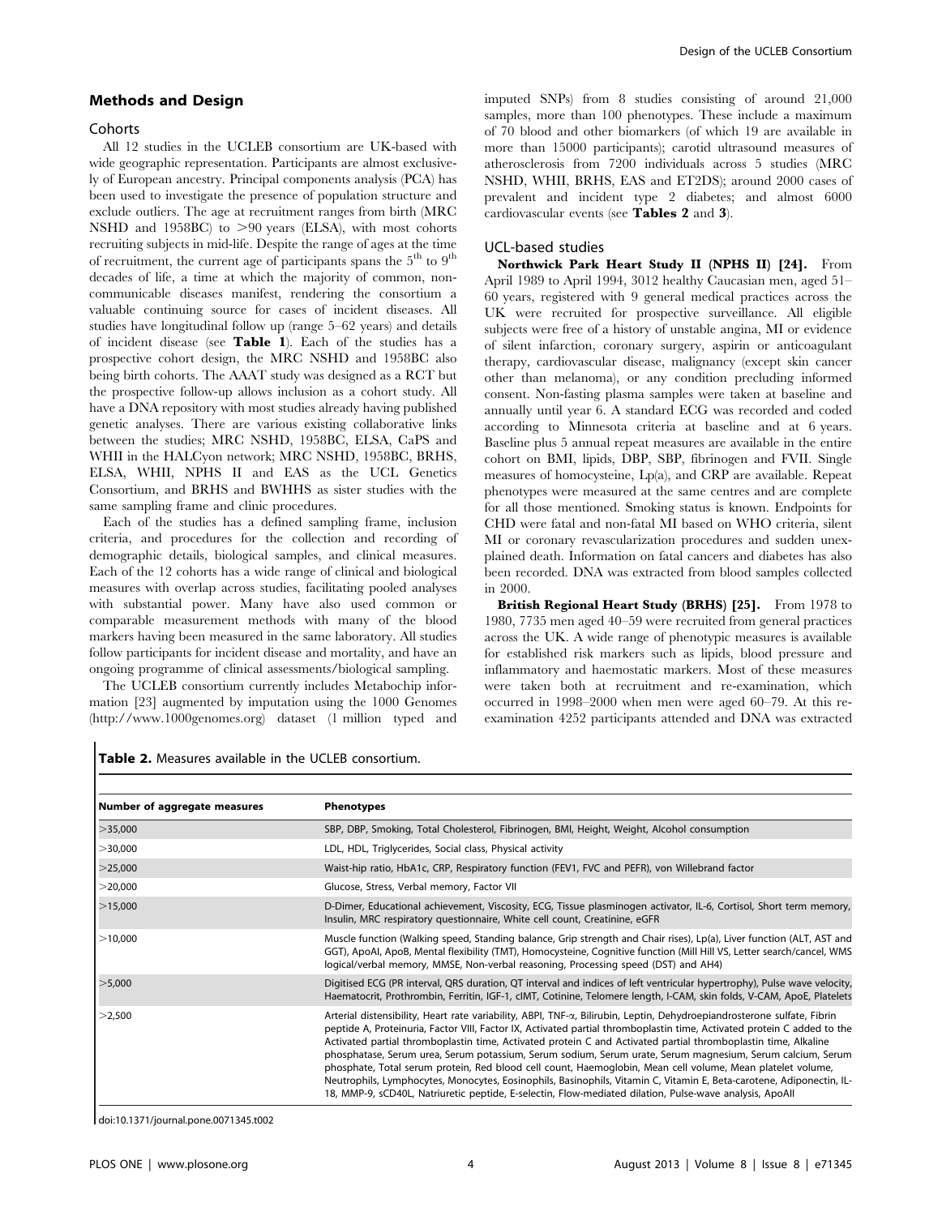## Methods and Design

### Cohorts

All 12 studies in the UCLEB consortium are UK-based with wide geographic representation. Participants are almost exclusively of European ancestry. Principal components analysis (PCA) has been used to investigate the presence of population structure and exclude outliers. The age at recruitment ranges from birth (MRC NSHD and 1958BC) to >90 years (ELSA), with most cohorts recruiting subjects in mid-life. Despite the range of ages at the time of recruitment, the current age of participants spans the 5[th] to 9[th] decades of life, a time at which the majority of common, non-communicable diseases manifest, rendering the consortium a valuable continuing source for cases of incident diseases. All studies have longitudinal follow up (range 5–62 years) and details of incident disease (see **Table 1**). Each of the studies has a prospective cohort design, the MRC NSHD and 1958BC also being birth cohorts. The AAAT study was designed as a RCT but the prospective follow-up allows inclusion as a cohort study. All have a DNA repository with most studies already having published genetic analyses. There are various existing collaborative links between the studies; MRC NSHD, 1958BC, ELSA, CaPS and WHII in the HALCyon network; MRC NSHD, 1958BC, BRHS, ELSA, WHII, NPHS II and EAS as the UCL Genetics Consortium, and BRHS and BWHHS as sister studies with the same sampling frame and clinic procedures.

Each of the studies has a defined sampling frame, inclusion criteria, and procedures for the collection and recording of demographic details, biological samples, and clinical measures. Each of the 12 cohorts has a wide range of clinical and biological measures with overlap across studies, facilitating pooled analyses with substantial power. Many have also used common or comparable measurement methods with many of the blood markers having been measured in the same laboratory. All studies follow participants for incident disease and mortality, and have an ongoing programme of clinical assessments/biological sampling.

The UCLEB consortium currently includes Metabochip information [23] augmented by imputation using the 1000 Genomes (http://www.1000genomes.org) dataset (1 million typed and imputed SNPs) from 8 studies consisting of around 21,000 samples, more than 100 phenotypes. These include a maximum of 70 blood and other biomarkers (of which 19 are available in more than 15000 participants); carotid ultrasound measures of atherosclerosis from 7200 individuals across 5 studies (MRC NSHD, WHII, BRHS, EAS and ET2DS); around 2000 cases of prevalent and incident type 2 diabetes; and almost 6000 cardiovascular events (see **Tables 2** and **3**).

### UCL-based studies

**Northwick Park Heart Study II (NPHS II) [24].** From April 1989 to April 1994, 3012 healthy Caucasian men, aged 51–60 years, registered with 9 general medical practices across the UK were recruited for prospective surveillance. All eligible subjects were free of a history of unstable angina, MI or evidence of silent infarction, coronary surgery, aspirin or anticoagulant therapy, cardiovascular disease, malignancy (except skin cancer other than melanoma), or any condition precluding informed consent. Non-fasting plasma samples were taken at baseline and annually until year 6. A standard ECG was recorded and coded according to Minnesota criteria at baseline and at 6 years. Baseline plus 5 annual repeat measures are available in the entire cohort on BMI, lipids, DBP, SBP, fibrinogen and FVII. Single measures of homocysteine, Lp(a), and CRP are available. Repeat phenotypes were measured at the same centres and are complete for all those mentioned. Smoking status is known. Endpoints for CHD were fatal and non-fatal MI based on WHO criteria, silent MI or coronary revascularization procedures and sudden unexplained death. Information on fatal cancers and diabetes has also been recorded. DNA was extracted from blood samples collected in 2000.

**British Regional Heart Study (BRHS) [25].** From 1978 to 1980, 7735 men aged 40–59 were recruited from general practices across the UK. A wide range of phenotypic measures is available for established risk markers such as lipids, blood pressure and inflammatory and haemostatic markers. Most of these measures were taken both at recruitment and re-examination, which occurred in 1998–2000 when men were aged 60–79. At this re-examination 4252 participants attended and DNA was extracted

**Table 2.** Measures available in the UCLEB consortium.

| Number of aggregate measures | Phenotypes |
|---|---|
| >35,000 | SBP, DBP, Smoking, Total Cholesterol, Fibrinogen, BMI, Height, Weight, Alcohol consumption |
| >30,000 | LDL, HDL, Triglycerides, Social class, Physical activity |
| >25,000 | Waist-hip ratio, HbA1c, CRP, Respiratory function (FEV1, FVC and PEFR), von Willebrand factor |
| >20,000 | Glucose, Stress, Verbal memory, Factor VII |
| >15,000 | D-Dimer, Educational achievement, Viscosity, ECG, Tissue plasminogen activator, IL-6, Cortisol, Short term memory, Insulin, MRC respiratory questionnaire, White cell count, Creatinine, eGFR |
| >10,000 | Muscle function (Walking speed, Standing balance, Grip strength and Chair rises), Lp(a), Liver function (ALT, AST and GGT), ApoAI, ApoB, Mental flexibility (TMT), Homocysteine, Cognitive function (Mill Hill VS, Letter search/cancel, WMS logical/verbal memory, MMSE, Non-verbal reasoning, Processing speed (DST) and AH4) |
| >5,000 | Digitised ECG (PR interval, QRS duration, QT interval and indices of left ventricular hypertrophy), Pulse wave velocity, Haematocrit, Prothrombin, Ferritin, IGF-1, cIMT, Cotinine, Telomere length, I-CAM, skin folds, V-CAM, ApoE, Platelets |
| >2,500 | Arterial distensibility, Heart rate variability, ABPI, TNF-$\alpha$, Bilirubin, Leptin, Dehydroepiandrosterone sulfate, Fibrin peptide A, Proteinuria, Factor VIII, Factor IX, Activated partial thromboplastin time, Activated protein C added to the Activated partial thromboplastin time, Activated protein C and Activated partial thromboplastin time, Alkaline phosphatase, Serum urea, Serum potassium, Serum sodium, Serum urate, Serum magnesium, Serum calcium, Serum phosphate, Total serum protein, Red blood cell count, Haemoglobin, Mean cell volume, Mean platelet volume, Neutrophils, Lymphocytes, Monocytes, Eosinophils, Basinophils, Vitamin C, Vitamin E, Beta-carotene, Adiponectin, IL-18, MMP-9, sCD40L, Natriuretic peptide, E-selectin, Flow-mediated dilation, Pulse-wave analysis, ApoAII |

doi:10.1371/journal.pone.0071345.t002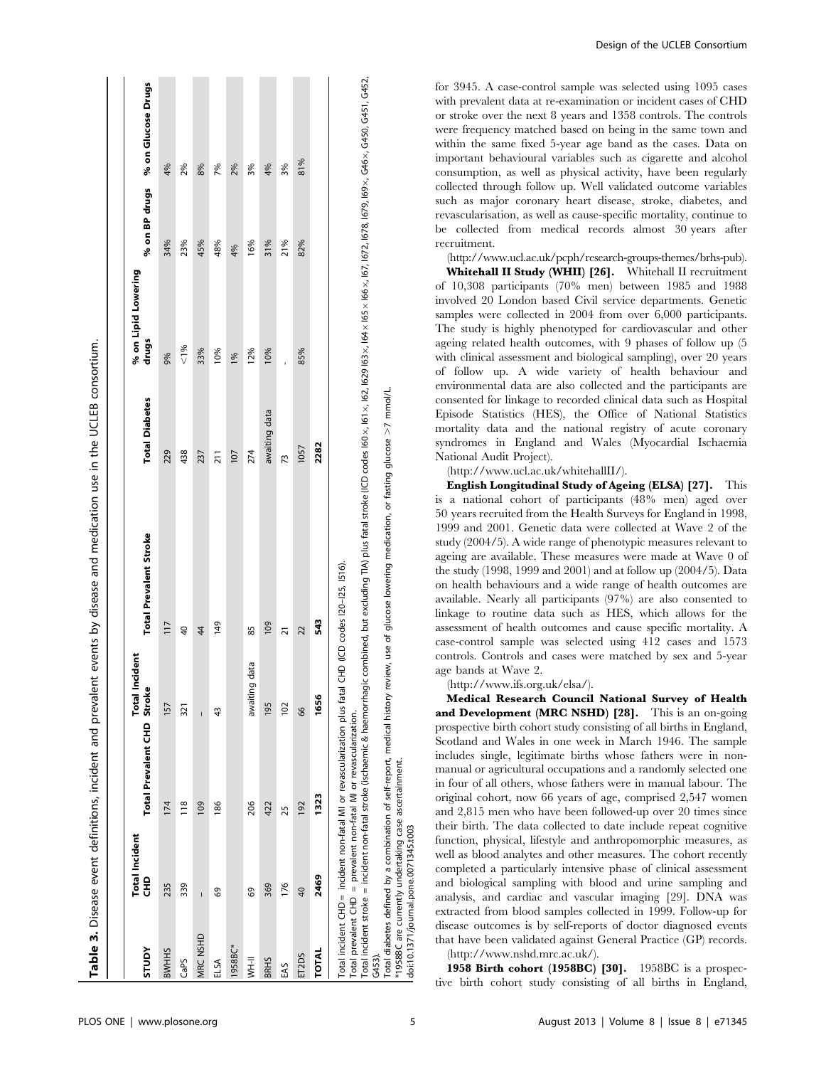**Table 3.** Disease event definitions, incident and prevalent events by disease and medication use in the UCLEB consortium.

| STUDY | Total Incident CHD | Total Prevalent CHD | Total Incident Stroke | Total Prevalent Stroke | Total Diabetes | % on Lipid Lowering drugs | % on BP drugs | % on Glucose Drugs |
|---|---|---|---|---|---|---|---|---|
| BWHHS | 235 | 174 | 157 | 117 | 229 | 9% | 34% | 4% |
| CaPS | 339 | 118 | 321 | 40 | 438 | <1% | 23% | 2% |
| MRC NSHD | – | 109 | – | 44 | 237 | 33% | 45% | 8% |
| ELSA | 69 | 186 | 43 | 149 | 211 | 10% | 48% | 7% |
| 1958BC* | | | | | 107 | 1% | 4% | 2% |
| WH-II | 69 | 206 | awaiting data | 85 | 274 | 12% | 16% | 3% |
| BRHS | 369 | 422 | 195 | 109 | awaiting data | 10% | 31% | 4% |
| EAS | 176 | 25 | 102 | 21 | 73 | - | 21% | 3% |
| ET2DS | 40 | 192 | 66 | 22 | 1057 | 85% | 82% | 81% |
| TOTAL | 2469 | 1323 | 1656 | 543 | 2282 | | | |

Total incident CHD = incident non-fatal MI or revascularization plus fatal CHD (ICD codes I20–I25, I516).
Total prevalent CHD = prevalent non-fatal MI or revascularization.
Total incident stroke = incident non-fatal stroke (ischaemic & haemorrhagic combined, but excluding TIA) plus fatal stroke (ICD codes I60×, I61×, I62, I629 I63×, I64×I65×I66×, I67, I672, I678, I679, I69×, G46×, G450, G451, G452, G453).
Total diabetes defined by a combination of self-report, medical history review, use of glucose lowering medication, or fasting glucose >7 mmol/L.
*1958BC are currently undertaking case ascertainment.
doi:10.1371/journal.pone.0071345.t003

for 3945. A case-control sample was selected using 1095 cases with prevalent data at re-examination or incident cases of CHD or stroke over the next 8 years and 1358 controls. The controls were frequency matched based on being in the same town and within the same fixed 5-year age band as the cases. Data on important behavioural variables such as cigarette and alcohol consumption, as well as physical activity, have been regularly collected through follow up. Well validated outcome variables such as major coronary heart disease, stroke, diabetes, and revascularisation, as well as cause-specific mortality, continue to be collected from medical records almost 30 years after recruitment.

(http://www.ucl.ac.uk/pcph/research-groups-themes/brhs-pub).

**Whitehall II Study (WHII) [26].** Whitehall II recruitment of 10,308 participants (70% men) between 1985 and 1988 involved 20 London based Civil service departments. Genetic samples were collected in 2004 from over 6,000 participants. The study is highly phenotyped for cardiovascular and other ageing related health outcomes, with 9 phases of follow up (5 with clinical assessment and biological sampling), over 20 years of follow up. A wide variety of health behaviour and environmental data are also collected and the participants are consented for linkage to recorded clinical data such as Hospital Episode Statistics (HES), the Office of National Statistics mortality data and the national registry of acute coronary syndromes in England and Wales (Myocardial Ischaemia National Audit Project).

(http://www.ucl.ac.uk/whitehallII/).

**English Longitudinal Study of Ageing (ELSA) [27].** This is a national cohort of participants (48% men) aged over 50 years recruited from the Health Surveys for England in 1998, 1999 and 2001. Genetic data were collected at Wave 2 of the study (2004/5). A wide range of phenotypic measures relevant to ageing are available. These measures were made at Wave 0 of the study (1998, 1999 and 2001) and at follow up (2004/5). Data on health behaviours and a wide range of health outcomes are available. Nearly all participants (97%) are also consented to linkage to routine data such as HES, which allows for the assessment of health outcomes and cause specific mortality. A case-control sample was selected using 412 cases and 1573 controls. Controls and cases were matched by sex and 5-year age bands at Wave 2.

(http://www.ifs.org.uk/elsa/).

**Medical Research Council National Survey of Health and Development (MRC NSHD) [28].** This is an on-going prospective birth cohort study consisting of all births in England, Scotland and Wales in one week in March 1946. The sample includes single, legitimate births whose fathers were in non-manual or agricultural occupations and a randomly selected one in four of all others, whose fathers were in manual labour. The original cohort, now 66 years of age, comprised 2,547 women and 2,815 men who have been followed-up over 20 times since their birth. The data collected to date include repeat cognitive function, physical, lifestyle and anthropomorphic measures, as well as blood analytes and other measures. The cohort recently completed a particularly intensive phase of clinical assessment and biological sampling with blood and urine sampling and analysis, and cardiac and vascular imaging [29]. DNA was extracted from blood samples collected in 1999. Follow-up for disease outcomes is by self-reports of doctor diagnosed events that have been validated against General Practice (GP) records.

(http://www.nshd.mrc.ac.uk/).

**1958 Birth cohort (1958BC) [30].** 1958BC is a prospective birth cohort study consisting of all births in England,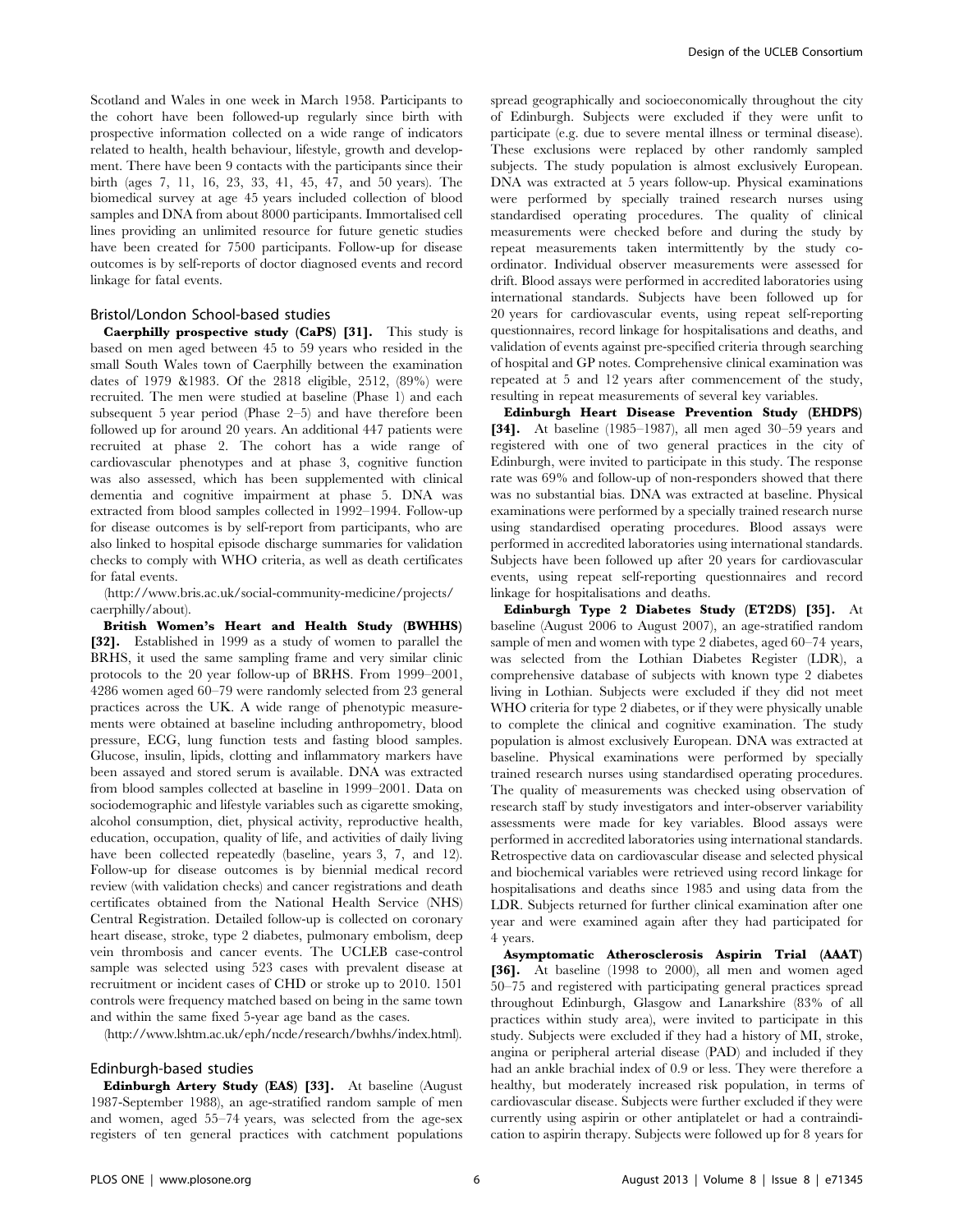Scotland and Wales in one week in March 1958. Participants to the cohort have been followed-up regularly since birth with prospective information collected on a wide range of indicators related to health, health behaviour, lifestyle, growth and development. There have been 9 contacts with the participants since their birth (ages 7, 11, 16, 23, 33, 41, 45, 47, and 50 years). The biomedical survey at age 45 years included collection of blood samples and DNA from about 8000 participants. Immortalised cell lines providing an unlimited resource for future genetic studies have been created for 7500 participants. Follow-up for disease outcomes is by self-reports of doctor diagnosed events and record linkage for fatal events.

## Bristol/London School-based studies

**Caerphilly prospective study (CaPS) [31].** This study is based on men aged between 45 to 59 years who resided in the small South Wales town of Caerphilly between the examination dates of 1979 &1983. Of the 2818 eligible, 2512, (89%) were recruited. The men were studied at baseline (Phase 1) and each subsequent 5 year period (Phase 2–5) and have therefore been followed up for around 20 years. An additional 447 patients were recruited at phase 2. The cohort has a wide range of cardiovascular phenotypes and at phase 3, cognitive function was also assessed, which has been supplemented with clinical dementia and cognitive impairment at phase 5. DNA was extracted from blood samples collected in 1992–1994. Follow-up for disease outcomes is by self-report from participants, who are also linked to hospital episode discharge summaries for validation checks to comply with WHO criteria, as well as death certificates for fatal events.

(http://www.bris.ac.uk/social-community-medicine/projects/caerphilly/about).

**British Women's Heart and Health Study (BWHHS) [32].** Established in 1999 as a study of women to parallel the BRHS, it used the same sampling frame and very similar clinic protocols to the 20 year follow-up of BRHS. From 1999–2001, 4286 women aged 60–79 were randomly selected from 23 general practices across the UK. A wide range of phenotypic measurements were obtained at baseline including anthropometry, blood pressure, ECG, lung function tests and fasting blood samples. Glucose, insulin, lipids, clotting and inflammatory markers have been assayed and stored serum is available. DNA was extracted from blood samples collected at baseline in 1999–2001. Data on sociodemographic and lifestyle variables such as cigarette smoking, alcohol consumption, diet, physical activity, reproductive health, education, occupation, quality of life, and activities of daily living have been collected repeatedly (baseline, years 3, 7, and 12). Follow-up for disease outcomes is by biennial medical record review (with validation checks) and cancer registrations and death certificates obtained from the National Health Service (NHS) Central Registration. Detailed follow-up is collected on coronary heart disease, stroke, type 2 diabetes, pulmonary embolism, deep vein thrombosis and cancer events. The UCLEB case-control sample was selected using 523 cases with prevalent disease at recruitment or incident cases of CHD or stroke up to 2010. 1501 controls were frequency matched based on being in the same town and within the same fixed 5-year age band as the cases.

(http://www.lshtm.ac.uk/eph/ncde/research/bwhhs/index.html).

## Edinburgh-based studies

**Edinburgh Artery Study (EAS) [33].** At baseline (August 1987-September 1988), an age-stratified random sample of men and women, aged 55–74 years, was selected from the age-sex registers of ten general practices with catchment populations spread geographically and socioeconomically throughout the city of Edinburgh. Subjects were excluded if they were unfit to participate (e.g. due to severe mental illness or terminal disease). These exclusions were replaced by other randomly sampled subjects. The study population is almost exclusively European. DNA was extracted at 5 years follow-up. Physical examinations were performed by specially trained research nurses using standardised operating procedures. The quality of clinical measurements were checked before and during the study by repeat measurements taken intermittently by the study co-ordinator. Individual observer measurements were assessed for drift. Blood assays were performed in accredited laboratories using international standards. Subjects have been followed up for 20 years for cardiovascular events, using repeat self-reporting questionnaires, record linkage for hospitalisations and deaths, and validation of events against pre-specified criteria through searching of hospital and GP notes. Comprehensive clinical examination was repeated at 5 and 12 years after commencement of the study, resulting in repeat measurements of several key variables.

**Edinburgh Heart Disease Prevention Study (EHDPS) [34].** At baseline (1985–1987), all men aged 30–59 years and registered with one of two general practices in the city of Edinburgh, were invited to participate in this study. The response rate was 69% and follow-up of non-responders showed that there was no substantial bias. DNA was extracted at baseline. Physical examinations were performed by a specially trained research nurse using standardised operating procedures. Blood assays were performed in accredited laboratories using international standards. Subjects have been followed up after 20 years for cardiovascular events, using repeat self-reporting questionnaires and record linkage for hospitalisations and deaths.

**Edinburgh Type 2 Diabetes Study (ET2DS) [35].** At baseline (August 2006 to August 2007), an age-stratified random sample of men and women with type 2 diabetes, aged 60–74 years, was selected from the Lothian Diabetes Register (LDR), a comprehensive database of subjects with known type 2 diabetes living in Lothian. Subjects were excluded if they did not meet WHO criteria for type 2 diabetes, or if they were physically unable to complete the clinical and cognitive examination. The study population is almost exclusively European. DNA was extracted at baseline. Physical examinations were performed by specially trained research nurses using standardised operating procedures. The quality of measurements was checked using observation of research staff by study investigators and inter-observer variability assessments were made for key variables. Blood assays were performed in accredited laboratories using international standards. Retrospective data on cardiovascular disease and selected physical and biochemical variables were retrieved using record linkage for hospitalisations and deaths since 1985 and using data from the LDR. Subjects returned for further clinical examination after one year and were examined again after they had participated for 4 years.

**Asymptomatic Atherosclerosis Aspirin Trial (AAAT) [36].** At baseline (1998 to 2000), all men and women aged 50–75 and registered with participating general practices spread throughout Edinburgh, Glasgow and Lanarkshire (83% of all practices within study area), were invited to participate in this study. Subjects were excluded if they had a history of MI, stroke, angina or peripheral arterial disease (PAD) and included if they had an ankle brachial index of 0.9 or less. They were therefore a healthy, but moderately increased risk population, in terms of cardiovascular disease. Subjects were further excluded if they were currently using aspirin or other antiplatelet or had a contraindication to aspirin therapy. Subjects were followed up for 8 years for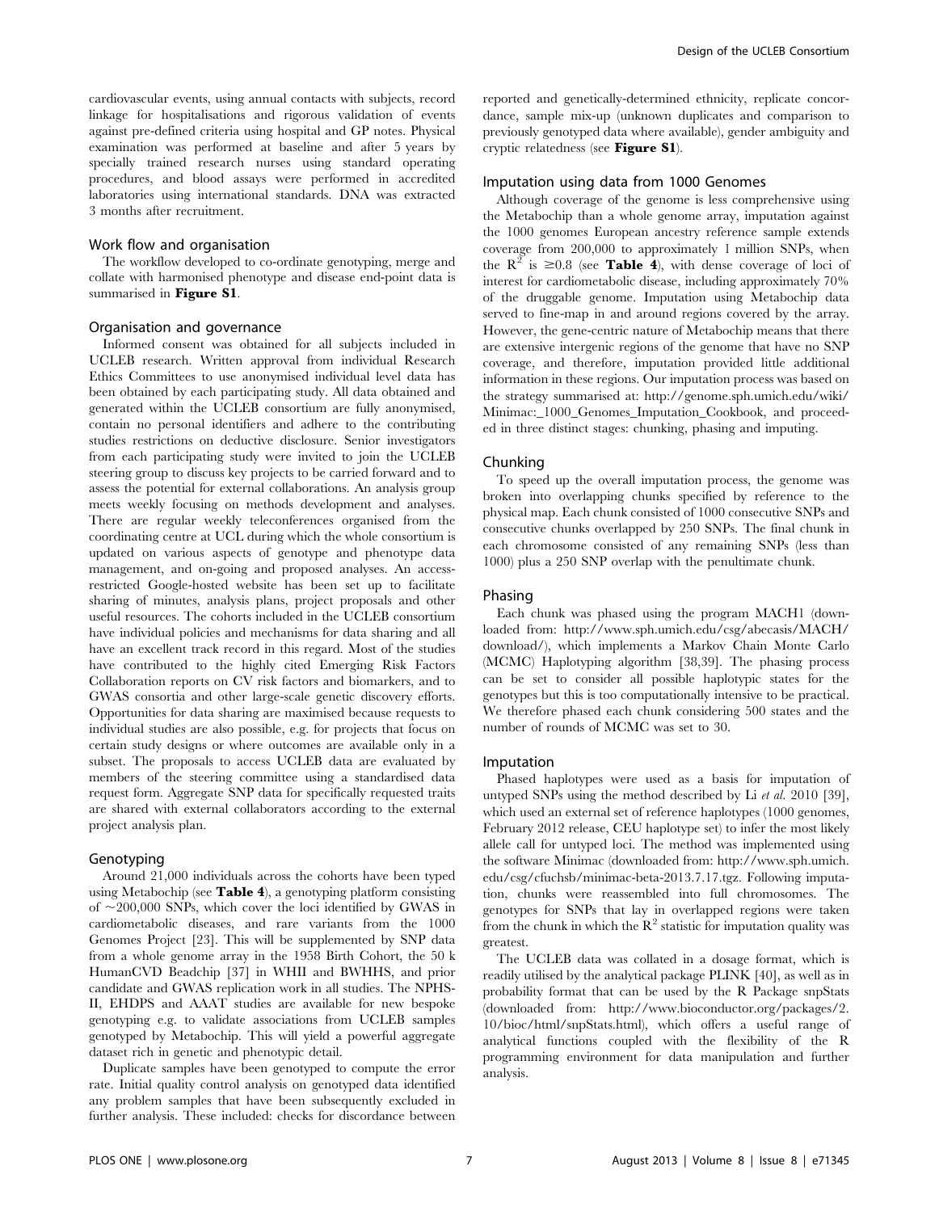cardiovascular events, using annual contacts with subjects, record linkage for hospitalisations and rigorous validation of events against pre-defined criteria using hospital and GP notes. Physical examination was performed at baseline and after 5 years by specially trained research nurses using standard operating procedures, and blood assays were performed in accredited laboratories using international standards. DNA was extracted 3 months after recruitment.

### Work flow and organisation

The workflow developed to co-ordinate genotyping, merge and collate with harmonised phenotype and disease end-point data is summarised in **Figure S1**.

### Organisation and governance

Informed consent was obtained for all subjects included in UCLEB research. Written approval from individual Research Ethics Committees to use anonymised individual level data has been obtained by each participating study. All data obtained and generated within the UCLEB consortium are fully anonymised, contain no personal identifiers and adhere to the contributing studies restrictions on deductive disclosure. Senior investigators from each participating study were invited to join the UCLEB steering group to discuss key projects to be carried forward and to assess the potential for external collaborations. An analysis group meets weekly focusing on methods development and analyses. There are regular weekly teleconferences organised from the coordinating centre at UCL during which the whole consortium is updated on various aspects of genotype and phenotype data management, and on-going and proposed analyses. An access-restricted Google-hosted website has been set up to facilitate sharing of minutes, analysis plans, project proposals and other useful resources. The cohorts included in the UCLEB consortium have individual policies and mechanisms for data sharing and all have an excellent track record in this regard. Most of the studies have contributed to the highly cited Emerging Risk Factors Collaboration reports on CV risk factors and biomarkers, and to GWAS consortia and other large-scale genetic discovery efforts. Opportunities for data sharing are maximised because requests to individual studies are also possible, e.g. for projects that focus on certain study designs or where outcomes are available only in a subset. The proposals to access UCLEB data are evaluated by members of the steering committee using a standardised data request form. Aggregate SNP data for specifically requested traits are shared with external collaborators according to the external project analysis plan.

### Genotyping

Around 21,000 individuals across the cohorts have been typed using Metabochip (see **Table 4**), a genotyping platform consisting of ~200,000 SNPs, which cover the loci identified by GWAS in cardiometabolic diseases, and rare variants from the 1000 Genomes Project [23]. This will be supplemented by SNP data from a whole genome array in the 1958 Birth Cohort, the 50 k HumanCVD Beadchip [37] in WHII and BWHHS, and prior candidate and GWAS replication work in all studies. The NPHS-II, EHDPS and AAAT studies are available for new bespoke genotyping e.g. to validate associations from UCLEB samples genotyped by Metabochip. This will yield a powerful aggregate dataset rich in genetic and phenotypic detail.

Duplicate samples have been genotyped to compute the error rate. Initial quality control analysis on genotyped data identified any problem samples that have been subsequently excluded in further analysis. These included: checks for discordance between reported and genetically-determined ethnicity, replicate concordance, sample mix-up (unknown duplicates and comparison to previously genotyped data where available), gender ambiguity and cryptic relatedness (see **Figure S1**).

### Imputation using data from 1000 Genomes

Although coverage of the genome is less comprehensive using the Metabochip than a whole genome array, imputation against the 1000 genomes European ancestry reference sample extends coverage from 200,000 to approximately 1 million SNPs, when the $R^2$ is $\geq 0.8$ (see **Table 4**), with dense coverage of loci of interest for cardiometabolic disease, including approximately 70% of the druggable genome. Imputation using Metabochip data served to fine-map in and around regions covered by the array. However, the gene-centric nature of Metabochip means that there are extensive intergenic regions of the genome that have no SNP coverage, and therefore, imputation provided little additional information in these regions. Our imputation process was based on the strategy summarised at: http://genome.sph.umich.edu/wiki/Minimac:_1000_Genomes_Imputation_Cookbook, and proceeded in three distinct stages: chunking, phasing and imputing.

### Chunking

To speed up the overall imputation process, the genome was broken into overlapping chunks specified by reference to the physical map. Each chunk consisted of 1000 consecutive SNPs and consecutive chunks overlapped by 250 SNPs. The final chunk in each chromosome consisted of any remaining SNPs (less than 1000) plus a 250 SNP overlap with the penultimate chunk.

### Phasing

Each chunk was phased using the program MACH1 (downloaded from: http://www.sph.umich.edu/csg/abecasis/MACH/download/), which implements a Markov Chain Monte Carlo (MCMC) Haplotyping algorithm [38,39]. The phasing process can be set to consider all possible haplotypic states for the genotypes but this is too computationally intensive to be practical. We therefore phased each chunk considering 500 states and the number of rounds of MCMC was set to 30.

### Imputation

Phased haplotypes were used as a basis for imputation of untyped SNPs using the method described by Li *et al.* 2010 [39], which used an external set of reference haplotypes (1000 genomes, February 2012 release, CEU haplotype set) to infer the most likely allele call for untyped loci. The method was implemented using the software Minimac (downloaded from: http://www.sph.umich.edu/csg/cfuchsb/minimac-beta-2013.7.17.tgz. Following imputation, chunks were reassembled into full chromosomes. The genotypes for SNPs that lay in overlapped regions were taken from the chunk in which the $R^2$ statistic for imputation quality was greatest.

The UCLEB data was collated in a dosage format, which is readily utilised by the analytical package PLINK [40], as well as in probability format that can be used by the R Package snpStats (downloaded from: http://www.bioconductor.org/packages/2.10/bioc/html/snpStats.html), which offers a useful range of analytical functions coupled with the flexibility of the R programming environment for data manipulation and further analysis.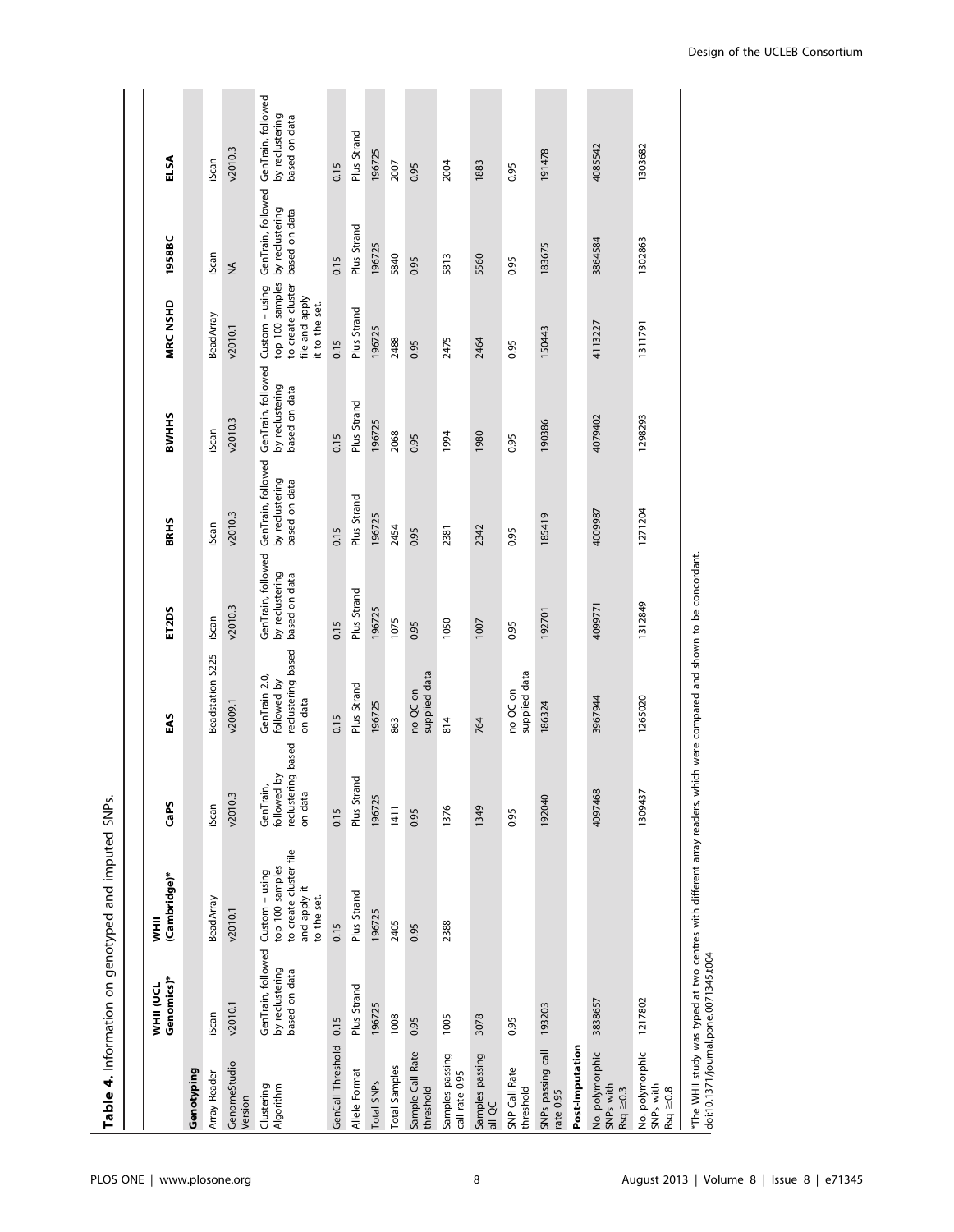**Table 4.** Information on genotyped and imputed SNPs.

| | WHII (UCL Genomics)* | WHII (Cambridge)* | CaPS | EAS | ET2DS | BRHS | BWHHS | MRC NSHD | 1958BC | ELSA |
|---|---|---|---|---|---|---|---|---|---|---|
| **Genotyping** | | | | | | | | | | |
| Array Reader | iScan | BeadArray | iScan | Beadstation S225 | iScan | iScan | iScan | BeadArray | iScan | iScan |
| GenomeStudio Version | v2010.1 | v2010.1 | v2010.3 | v2009.1 | v2010.3 | v2010.3 | v2010.3 | v2010.1 | NA | v2010.3 |
| Clustering Algorithm | GenTrain, followed by reclustering based on data | Custom – using top 100 samples to create cluster file and apply it to the set. | GenTrain, followed by reclustering based on data | GenTrain 2.0, followed by reclustering based on data | GenTrain, followed by reclustering based on data | GenTrain, followed by reclustering based on data | GenTrain, followed by reclustering based on data | Custom – using top 100 samples to create cluster file and apply it to the set. | GenTrain, followed by reclustering based on data | GenTrain, followed by reclustering based on data |
| GenCall Threshold | 0.15 | 0.15 | 0.15 | 0.15 | 0.15 | 0.15 | 0.15 | 0.15 | 0.15 | 0.15 |
| Allele Format | Plus Strand | Plus Strand | Plus Strand | Plus Strand | Plus Strand | Plus Strand | Plus Strand | Plus Strand | Plus Strand | Plus Strand |
| Total SNPs | 196725 | 196725 | 196725 | 196725 | 196725 | 196725 | 196725 | 196725 | 196725 | 196725 |
| Total Samples | 1008 | 2405 | 1411 | 863 | 1075 | 2454 | 2068 | 2488 | 5840 | 2007 |
| Sample Call Rate threshold | 0.95 | 0.95 | 0.95 | no QC on supplied data | 0.95 | 0.95 | 0.95 | 0.95 | 0.95 | 0.95 |
| Samples passing call rate 0.95 | 1005 | 2388 | 1376 | 814 | 1050 | 2381 | 1994 | 2475 | 5813 | 2004 |
| Samples passing all QC | 3078 | | 1349 | 764 | 1007 | 2342 | 1980 | 2464 | 5560 | 1883 |
| SNP Call Rate threshold | 0.95 | | 0.95 | no QC on supplied data | 0.95 | 0.95 | 0.95 | 0.95 | 0.95 | 0.95 |
| SNPs passing call rate 0.95 | 193203 | | 192040 | 186324 | 192701 | 185419 | 190386 | 150443 | 183675 | 191478 |
| **Post-Imputation** | | | | | | | | | | |
| No. polymorphic SNPs with Rsq ≥0.3 | 3838657 | | 4097468 | 3967944 | 4099771 | 4009987 | 4079402 | 4113227 | 3864584 | 4085542 |
| No. polymorphic SNPs with Rsq ≥0.8 | 1217802 | | 1309437 | 1265020 | 1312849 | 1271204 | 1298293 | 1311791 | 1302863 | 1303682 |

*The WHII study was typed at two centres with different array readers, which were compared and shown to be concordant.
doi:10.1371/journal.pone.0071345.t004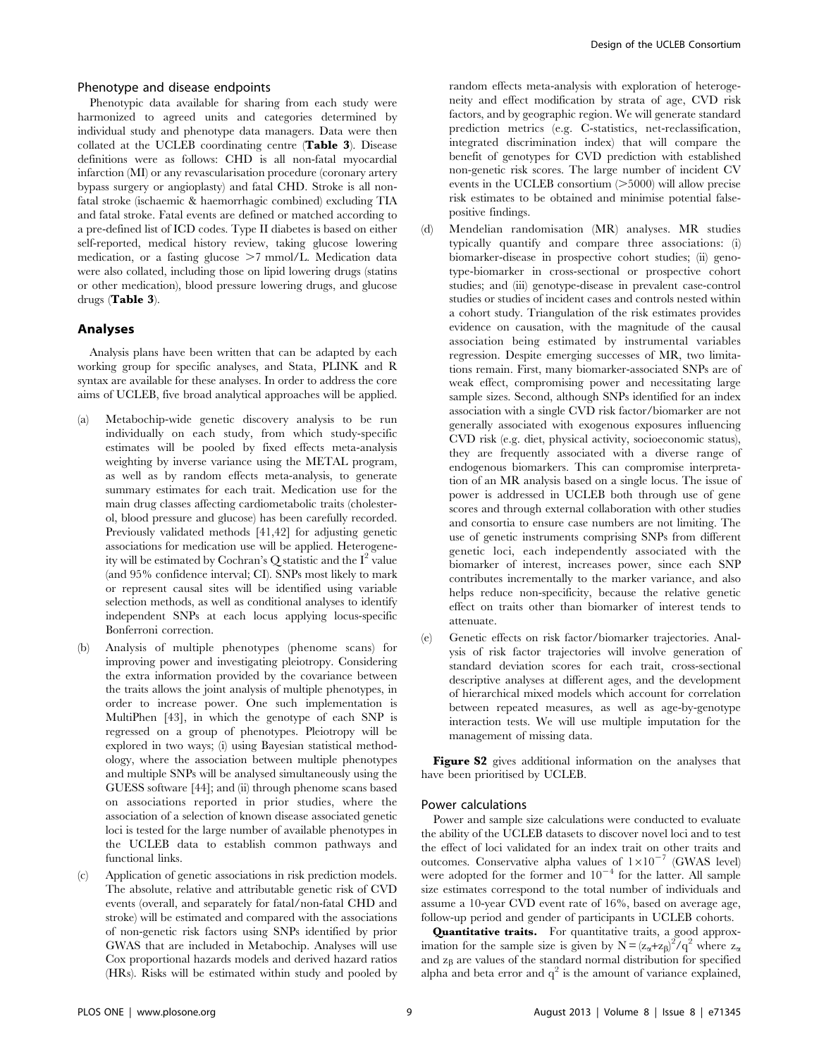### Phenotype and disease endpoints

Phenotypic data available for sharing from each study were harmonized to agreed units and categories determined by individual study and phenotype data managers. Data were then collated at the UCLEB coordinating centre (**Table 3**). Disease definitions were as follows: CHD is all non-fatal myocardial infarction (MI) or any revascularisation procedure (coronary artery bypass surgery or angioplasty) and fatal CHD. Stroke is all non-fatal stroke (ischaemic & haemorrhagic combined) excluding TIA and fatal stroke. Fatal events are defined or matched according to a pre-defined list of ICD codes. Type II diabetes is based on either self-reported, medical history review, taking glucose lowering medication, or a fasting glucose >7 mmol/L. Medication data were also collated, including those on lipid lowering drugs (statins or other medication), blood pressure lowering drugs, and glucose drugs (**Table 3**).

## Analyses

Analysis plans have been written that can be adapted by each working group for specific analyses, and Stata, PLINK and R syntax are available for these analyses. In order to address the core aims of UCLEB, five broad analytical approaches will be applied.

(a) Metabochip-wide genetic discovery analysis to be run individually on each study, from which study-specific estimates will be pooled by fixed effects meta-analysis weighting by inverse variance using the METAL program, as well as by random effects meta-analysis, to generate summary estimates for each trait. Medication use for the main drug classes affecting cardiometabolic traits (cholesterol, blood pressure and glucose) has been carefully recorded. Previously validated methods [41,42] for adjusting genetic associations for medication use will be applied. Heterogeneity will be estimated by Cochran's Q statistic and the $I^2$ value (and 95% confidence interval; CI). SNPs most likely to mark or represent causal sites will be identified using variable selection methods, as well as conditional analyses to identify independent SNPs at each locus applying locus-specific Bonferroni correction.

(b) Analysis of multiple phenotypes (phenome scans) for improving power and investigating pleiotropy. Considering the extra information provided by the covariance between the traits allows the joint analysis of multiple phenotypes, in order to increase power. One such implementation is MultiPhen [43], in which the genotype of each SNP is regressed on a group of phenotypes. Pleiotropy will be explored in two ways; (i) using Bayesian statistical methodology, where the association between multiple phenotypes and multiple SNPs will be analysed simultaneously using the GUESS software [44]; and (ii) through phenome scans based on associations reported in prior studies, where the association of a selection of known disease associated genetic loci is tested for the large number of available phenotypes in the UCLEB data to establish common pathways and functional links.

(c) Application of genetic associations in risk prediction models. The absolute, relative and attributable genetic risk of CVD events (overall, and separately for fatal/non-fatal CHD and stroke) will be estimated and compared with the associations of non-genetic risk factors using SNPs identified by prior GWAS that are included in Metabochip. Analyses will use Cox proportional hazards models and derived hazard ratios (HRs). Risks will be estimated within study and pooled by random effects meta-analysis with exploration of heterogeneity and effect modification by strata of age, CVD risk factors, and by geographic region. We will generate standard prediction metrics (e.g. C-statistics, net-reclassification, integrated discrimination index) that will compare the benefit of genotypes for CVD prediction with established non-genetic risk scores. The large number of incident CV events in the UCLEB consortium (>5000) will allow precise risk estimates to be obtained and minimise potential false-positive findings.

(d) Mendelian randomisation (MR) analyses. MR studies typically quantify and compare three associations: (i) biomarker-disease in prospective cohort studies; (ii) genotype-biomarker in cross-sectional or prospective cohort studies; and (iii) genotype-disease in prevalent case-control studies or studies of incident cases and controls nested within a cohort study. Triangulation of the risk estimates provides evidence on causation, with the magnitude of the causal association being estimated by instrumental variables regression. Despite emerging successes of MR, two limitations remain. First, many biomarker-associated SNPs are of weak effect, compromising power and necessitating large sample sizes. Second, although SNPs identified for an index association with a single CVD risk factor/biomarker are not generally associated with exogenous exposures influencing CVD risk (e.g. diet, physical activity, socioeconomic status), they are frequently associated with a diverse range of endogenous biomarkers. This can compromise interpretation of an MR analysis based on a single locus. The issue of power is addressed in UCLEB both through use of gene scores and through external collaboration with other studies and consortia to ensure case numbers are not limiting. The use of genetic instruments comprising SNPs from different genetic loci, each independently associated with the biomarker of interest, increases power, since each SNP contributes incrementally to the marker variance, and also helps reduce non-specificity, because the relative genetic effect on traits other than biomarker of interest tends to attenuate.

(e) Genetic effects on risk factor/biomarker trajectories. Analysis of risk factor trajectories will involve generation of standard deviation scores for each trait, cross-sectional descriptive analyses at different ages, and the development of hierarchical mixed models which account for correlation between repeated measures, as well as age-by-genotype interaction tests. We will use multiple imputation for the management of missing data.

**Figure S2** gives additional information on the analyses that have been prioritised by UCLEB.

### Power calculations

Power and sample size calculations were conducted to evaluate the ability of the UCLEB datasets to discover novel loci and to test the effect of loci validated for an index trait on other traits and outcomes. Conservative alpha values of $1\times10^{-7}$ (GWAS level) were adopted for the former and $10^{-4}$ for the latter. All sample size estimates correspond to the total number of individuals and assume a 10-year CVD event rate of 16%, based on average age, follow-up period and gender of participants in UCLEB cohorts.

**Quantitative traits.** For quantitative traits, a good approximation for the sample size is given by $N = (z_\alpha + z_\beta)^2/q^2$ where $z_\alpha$ and $z_\beta$ are values of the standard normal distribution for specified alpha and beta error and $q^2$ is the amount of variance explained,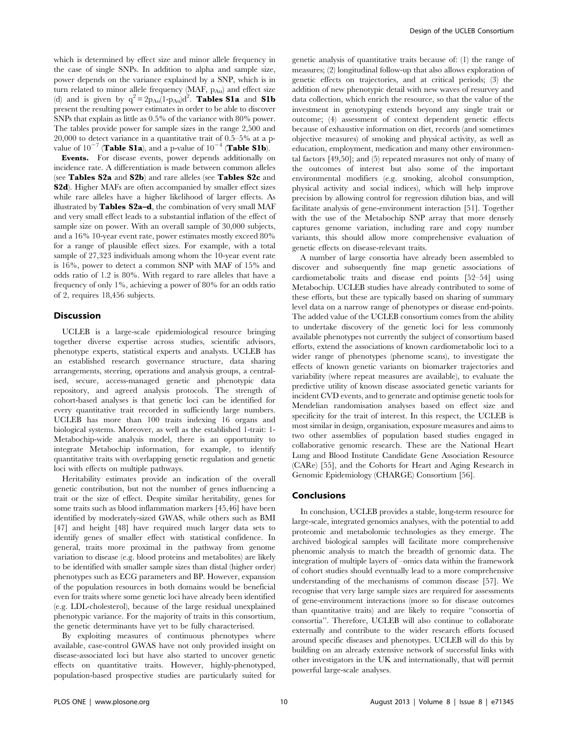which is determined by effect size and minor allele frequency in the case of single SNPs. In addition to alpha and sample size, power depends on the variance explained by a SNP, which is in turn related to minor allele frequency (MAF, $p_{Au}$) and effect size (d) and is given by $q^2 = 2p_{Au}(1\text{-}p_{Au})d^2$. **Tables S1a** and **S1b** present the resulting power estimates in order to be able to discover SNPs that explain as little as 0.5% of the variance with 80% power. The tables provide power for sample sizes in the range 2,500 and 20,000 to detect variance in a quantitative trait of 0.5–5% at a p-value of $10^{-7}$ (**Table S1a**), and a p-value of $10^{-4}$ (**Table S1b**).

**Events.** For disease events, power depends additionally on incidence rate. A differentiation is made between common alleles (see **Tables S2a** and **S2b**) and rare alleles (see **Tables S2c** and **S2d**). Higher MAFs are often accompanied by smaller effect sizes while rare alleles have a higher likelihood of larger effects. As illustrated by **Tables S2a–d**, the combination of very small MAF and very small effect leads to a substantial inflation of the effect of sample size on power. With an overall sample of 30,000 subjects, and a 16% 10-year event rate, power estimates mostly exceed 80% for a range of plausible effect sizes. For example, with a total sample of 27,323 individuals among whom the 10-year event rate is 16%, power to detect a common SNP with MAF of 15% and odds ratio of 1.2 is 80%. With regard to rare alleles that have a frequency of only 1%, achieving a power of 80% for an odds ratio of 2, requires 18,456 subjects.

## Discussion

UCLEB is a large-scale epidemiological resource bringing together diverse expertise across studies, scientific advisors, phenotype experts, statistical experts and analysts. UCLEB has an established research governance structure, data sharing arrangements, steering, operations and analysis groups, a centralised, secure, access-managed genetic and phenotypic data repository, and agreed analysis protocols. The strength of cohort-based analyses is that genetic loci can be identified for every quantitative trait recorded in sufficiently large numbers. UCLEB has more than 100 traits indexing 16 organs and biological systems. Moreover, as well as the established 1-trait: 1-Metabochip-wide analysis model, there is an opportunity to integrate Metabochip information, for example, to identify quantitative traits with overlapping genetic regulation and genetic loci with effects on multiple pathways.

Heritability estimates provide an indication of the overall genetic contribution, but not the number of genes influencing a trait or the size of effect. Despite similar heritability, genes for some traits such as blood inflammation markers [45,46] have been identified by moderately-sized GWAS, while others such as BMI [47] and height [48] have required much larger data sets to identify genes of smaller effect with statistical confidence. In general, traits more proximal in the pathway from genome variation to disease (e.g. blood proteins and metabolites) are likely to be identified with smaller sample sizes than distal (higher order) phenotypes such as ECG parameters and BP. However, expansion of the population resources in both domains would be beneficial even for traits where some genetic loci have already been identified (e.g. LDL-cholesterol), because of the large residual unexplained phenotypic variance. For the majority of traits in this consortium, the genetic determinants have yet to be fully characterised.

By exploiting measures of continuous phenotypes where available, case-control GWAS have not only provided insight on disease-associated loci but have also started to uncover genetic effects on quantitative traits. However, highly-phenotyped, population-based prospective studies are particularly suited for genetic analysis of quantitative traits because of: (1) the range of measures; (2) longitudinal follow-up that also allows exploration of genetic effects on trajectories, and at critical periods; (3) the addition of new phenotypic detail with new waves of resurvey and data collection, which enrich the resource, so that the value of the investment in genotyping extends beyond any single trait or outcome; (4) assessment of context dependent genetic effects because of exhaustive information on diet, records (and sometimes objective measures) of smoking and physical activity, as well as education, employment, medication and many other environmental factors [49,50]; and (5) repeated measures not only of many of the outcomes of interest but also some of the important environmental modifiers (e.g. smoking, alcohol consumption, physical activity and social indices), which will help improve precision by allowing control for regression dilution bias, and will facilitate analysis of gene-environment interaction [51]. Together with the use of the Metabochip SNP array that more densely captures genome variation, including rare and copy number variants, this should allow more comprehensive evaluation of genetic effects on disease-relevant traits.

A number of large consortia have already been assembled to discover and subsequently fine map genetic associations of cardiometabolic traits and disease end points [52–54] using Metabochip. UCLEB studies have already contributed to some of these efforts, but these are typically based on sharing of summary level data on a narrow range of phenotypes or disease end-points. The added value of the UCLEB consortium comes from the ability to undertake discovery of the genetic loci for less commonly available phenotypes not currently the subject of consortium based efforts, extend the associations of known cardiometabolic loci to a wider range of phenotypes (phenome scans), to investigate the effects of known genetic variants on biomarker trajectories and variability (where repeat measures are available), to evaluate the predictive utility of known disease associated genetic variants for incident CVD events, and to generate and optimise genetic tools for Mendelian randomisation analyses based on effect size and specificity for the trait of interest. In this respect, the UCLEB is most similar in design, organisation, exposure measures and aims to two other assemblies of population based studies engaged in collaborative genomic research. These are the National Heart Lung and Blood Institute Candidate Gene Association Resource (CARe) [55], and the Cohorts for Heart and Aging Research in Genomic Epidemiology (CHARGE) Consortium [56].

## Conclusions

In conclusion, UCLEB provides a stable, long-term resource for large-scale, integrated genomics analyses, with the potential to add proteomic and metabolomic technologies as they emerge. The archived biological samples will facilitate more comprehensive phenomic analysis to match the breadth of genomic data. The integration of multiple layers of –omics data within the framework of cohort studies should eventually lead to a more comprehensive understanding of the mechanisms of common disease [57]. We recognise that very large sample sizes are required for assessments of gene-environment interactions (more so for disease outcomes than quantitative traits) and are likely to require ''consortia of consortia''. Therefore, UCLEB will also continue to collaborate externally and contribute to the wider research efforts focused around specific diseases and phenotypes. UCLEB will do this by building on an already extensive network of successful links with other investigators in the UK and internationally, that will permit powerful large-scale analyses.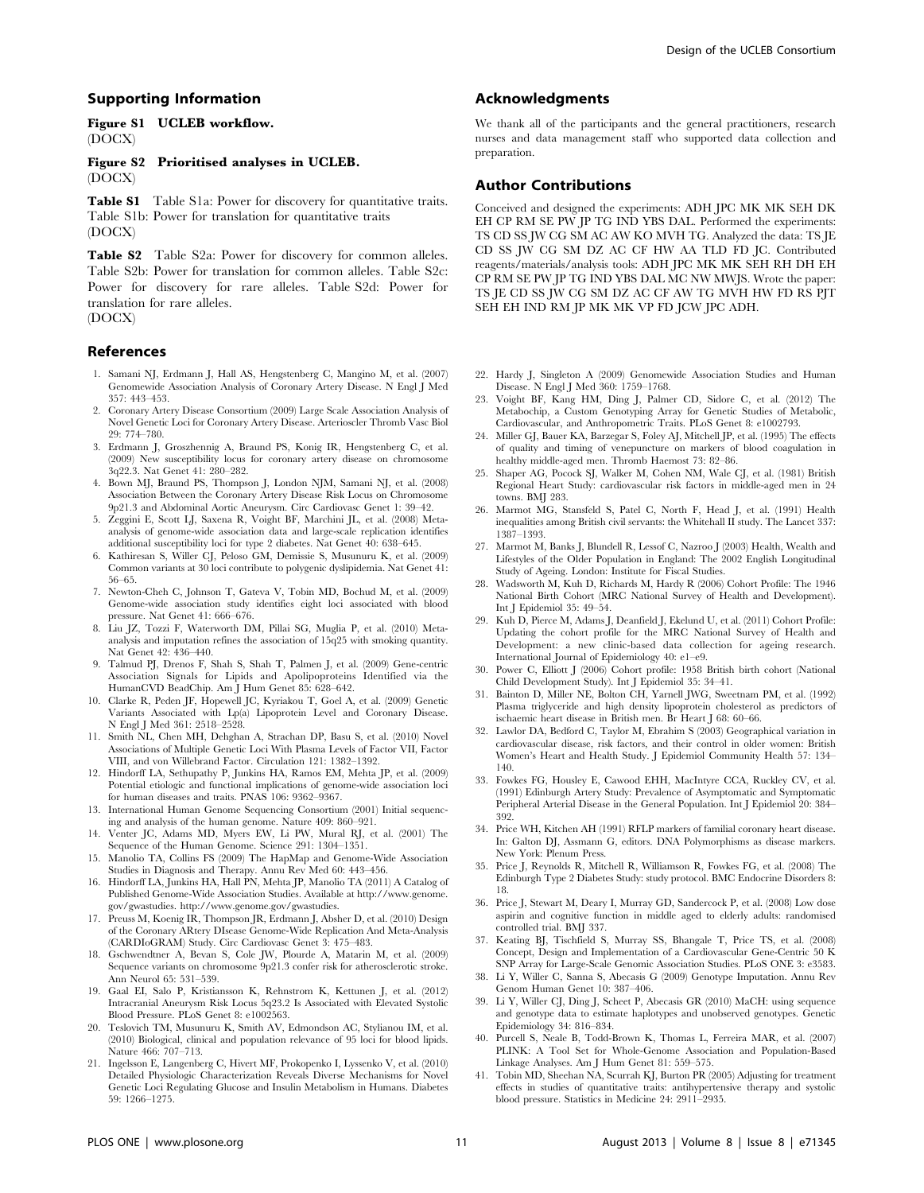## Supporting Information

**Figure S1 UCLEB workflow.**
(DOCX)

**Figure S2 Prioritised analyses in UCLEB.**
(DOCX)

**Table S1** Table S1a: Power for discovery for quantitative traits. Table S1b: Power for translation for quantitative traits
(DOCX)

**Table S2** Table S2a: Power for discovery for common alleles. Table S2b: Power for translation for common alleles. Table S2c: Power for discovery for rare alleles. Table S2d: Power for translation for rare alleles.
(DOCX)

## Acknowledgments

We thank all of the participants and the general practitioners, research nurses and data management staff who supported data collection and preparation.

## Author Contributions

Conceived and designed the experiments: ADH JPC MK MK SEH DK EH CP RM SE PW JP TG IND YBS DAL. Performed the experiments: TS CD SS JW CG SM AC AW KO MVH TG. Analyzed the data: TS JE CD SS JW CG SM DZ AC CF HW AA TLD FD JC. Contributed reagents/materials/analysis tools: ADH JPC MK MK SEH RH DH EH CP RM SE PW JP TG IND YBS DAL MC NW MWJS. Wrote the paper: TS JE CD SS JW CG SM DZ AC CF AW TG MVH HW FD RS PJT SEH EH IND RM JP MK MK VP FD JCW JPC ADH.

## References

1. Samani NJ, Erdmann J, Hall AS, Hengstenberg C, Mangino M, et al. (2007) Genomewide Association Analysis of Coronary Artery Disease. N Engl J Med 357: 443–453.
2. Coronary Artery Disease Consortium (2009) Large Scale Association Analysis of Novel Genetic Loci for Coronary Artery Disease. Arterioscler Thromb Vasc Biol 29: 774–780.
3. Erdmann J, Groszhennig A, Braund PS, Konig IR, Hengstenberg C, et al. (2009) New susceptibility locus for coronary artery disease on chromosome 3q22.3. Nat Genet 41: 280–282.
4. Bown MJ, Braund PS, Thompson J, London NJM, Samani NJ, et al. (2008) Association Between the Coronary Artery Disease Risk Locus on Chromosome 9p21.3 and Abdominal Aortic Aneurysm. Circ Cardiovasc Genet 1: 39–42.
5. Zeggini E, Scott LJ, Saxena R, Voight BF, Marchini JL, et al. (2008) Meta-analysis of genome-wide association data and large-scale replication identifies additional susceptibility loci for type 2 diabetes. Nat Genet 40: 638–645.
6. Kathiresan S, Willer CJ, Peloso GM, Demissie S, Musunuru K, et al. (2009) Common variants at 30 loci contribute to polygenic dyslipidemia. Nat Genet 41: 56–65.
7. Newton-Cheh C, Johnson T, Gateva V, Tobin MD, Bochud M, et al. (2009) Genome-wide association study identifies eight loci associated with blood pressure. Nat Genet 41: 666–676.
8. Liu JZ, Tozzi F, Waterworth DM, Pillai SG, Muglia P, et al. (2010) Meta-analysis and imputation refines the association of 15q25 with smoking quantity. Nat Genet 42: 436–440.
9. Talmud PJ, Drenos F, Shah S, Shah T, Palmen J, et al. (2009) Gene-centric Association Signals for Lipids and Apolipoproteins Identified via the HumanCVD BeadChip. Am J Hum Genet 85: 628–642.
10. Clarke R, Peden JF, Hopewell JC, Kyriakou T, Goel A, et al. (2009) Genetic Variants Associated with Lp(a) Lipoprotein Level and Coronary Disease. N Engl J Med 361: 2518–2528.
11. Smith NL, Chen MH, Dehghan A, Strachan DP, Basu S, et al. (2010) Novel Associations of Multiple Genetic Loci With Plasma Levels of Factor VII, Factor VIII, and von Willebrand Factor. Circulation 121: 1382–1392.
12. Hindorff LA, Sethupathy P, Junkins HA, Ramos EM, Mehta JP, et al. (2009) Potential etiologic and functional implications of genome-wide association loci for human diseases and traits. PNAS 106: 9362–9367.
13. International Human Genome Sequencing Consortium (2001) Initial sequencing and analysis of the human genome. Nature 409: 860–921.
14. Venter JC, Adams MD, Myers EW, Li PW, Mural RJ, et al. (2001) The Sequence of the Human Genome. Science 291: 1304–1351.
15. Manolio TA, Collins FS (2009) The HapMap and Genome-Wide Association Studies in Diagnosis and Therapy. Annu Rev Med 60: 443–456.
16. Hindorff LA, Junkins HA, Hall PN, Mehta JP, Manolio TA (2011) A Catalog of Published Genome-Wide Association Studies. Available at http://www.genome.gov/gwastudies. http://www.genome.gov/gwastudies.
17. Preuss M, Koenig IR, Thompson JR, Erdmann J, Absher D, et al. (2010) Design of the Coronary ARtery DIsease Genome-Wide Replication And Meta-Analysis (CARDIoGRAM) Study. Circ Cardiovasc Genet 3: 475–483.
18. Gschwendtner A, Bevan S, Cole JW, Plourde A, Matarin M, et al. (2009) Sequence variants on chromosome 9p21.3 confer risk for atherosclerotic stroke. Ann Neurol 65: 531–539.
19. Gaal EI, Salo P, Kristiansson K, Rehnstrom K, Kettunen J, et al. (2012) Intracranial Aneurysm Risk Locus 5q23.2 Is Associated with Elevated Systolic Blood Pressure. PLoS Genet 8: e1002563.
20. Teslovich TM, Musunuru K, Smith AV, Edmondson AC, Stylianou IM, et al. (2010) Biological, clinical and population relevance of 95 loci for blood lipids. Nature 466: 707–713.
21. Ingelsson E, Langenberg C, Hivert MF, Prokopenko I, Lyssenko V, et al. (2010) Detailed Physiologic Characterization Reveals Diverse Mechanisms for Novel Genetic Loci Regulating Glucose and Insulin Metabolism in Humans. Diabetes 59: 1266–1275.
22. Hardy J, Singleton A (2009) Genomewide Association Studies and Human Disease. N Engl J Med 360: 1759–1768.
23. Voight BF, Kang HM, Ding J, Palmer CD, Sidore C, et al. (2012) The Metabochip, a Custom Genotyping Array for Genetic Studies of Metabolic, Cardiovascular, and Anthropometric Traits. PLoS Genet 8: e1002793.
24. Miller GJ, Bauer KA, Barzegar S, Foley AJ, Mitchell JP, et al. (1995) The effects of quality and timing of venepuncture on markers of blood coagulation in healthy middle-aged men. Thromb Haemost 73: 82–86.
25. Shaper AG, Pocock SJ, Walker M, Cohen NM, Wale CJ, et al. (1981) British Regional Heart Study: cardiovascular risk factors in middle-aged men in 24 towns. BMJ 283.
26. Marmot MG, Stansfeld S, Patel C, North F, Head J, et al. (1991) Health inequalities among British civil servants: the Whitehall II study. The Lancet 337: 1387–1393.
27. Marmot M, Banks J, Blundell R, Lessof C, Nazroo J (2003) Health, Wealth and Lifestyles of the Older Population in England: The 2002 English Longitudinal Study of Ageing. London: Institute for Fiscal Studies.
28. Wadsworth M, Kuh D, Richards M, Hardy R (2006) Cohort Profile: The 1946 National Birth Cohort (MRC National Survey of Health and Development). Int J Epidemiol 35: 49–54.
29. Kuh D, Pierce M, Adams J, Deanfield J, Ekelund U, et al. (2011) Cohort Profile: Updating the cohort profile for the MRC National Survey of Health and Development: a new clinic-based data collection for ageing research. International Journal of Epidemiology 40: e1–e9.
30. Power C, Elliott J (2006) Cohort profile: 1958 British birth cohort (National Child Development Study). Int J Epidemiol 35: 34–41.
31. Bainton D, Miller NE, Bolton CH, Yarnell JWG, Sweetnam PM, et al. (1992) Plasma triglyceride and high density lipoprotein cholesterol as predictors of ischaemic heart disease in British men. Br Heart J 68: 60–66.
32. Lawlor DA, Bedford C, Taylor M, Ebrahim S (2003) Geographical variation in cardiovascular disease, risk factors, and their control in older women: British Women's Heart and Health Study. J Epidemiol Community Health 57: 134–140.
33. Fowkes FG, Housley E, Cawood EHH, MacIntyre CCA, Ruckley CV, et al. (1991) Edinburgh Artery Study: Prevalence of Asymptomatic and Symptomatic Peripheral Arterial Disease in the General Population. Int J Epidemiol 20: 384–392.
34. Price WH, Kitchen AH (1991) RFLP markers of familial coronary heart disease. In: Galton DJ, Assmann G, editors. DNA Polymorphisms as disease markers. New York: Plenum Press.
35. Price J, Reynolds R, Mitchell R, Williamson R, Fowkes FG, et al. (2008) The Edinburgh Type 2 Diabetes Study: study protocol. BMC Endocrine Disorders 8: 18.
36. Price J, Stewart M, Deary I, Murray GD, Sandercock P, et al. (2008) Low dose aspirin and cognitive function in middle aged to elderly adults: randomised controlled trial. BMJ 337.
37. Keating BJ, Tischfield S, Murray SS, Bhangale T, Price TS, et al. (2008) Concept, Design and Implementation of a Cardiovascular Gene-Centric 50 K SNP Array for Large-Scale Genomic Association Studies. PLoS ONE 3: e3583.
38. Li Y, Willer C, Sanna S, Abecasis G (2009) Genotype Imputation. Annu Rev Genom Human Genet 10: 387–406.
39. Li Y, Willer CJ, Ding J, Scheet P, Abecasis GR (2010) MaCH: using sequence and genotype data to estimate haplotypes and unobserved genotypes. Genetic Epidemiology 34: 816–834.
40. Purcell S, Neale B, Todd-Brown K, Thomas L, Ferreira MAR, et al. (2007) PLINK: A Tool Set for Whole-Genome Association and Population-Based Linkage Analyses. Am J Hum Genet 81: 559–575.
41. Tobin MD, Sheehan NA, Scurrah KJ, Burton PR (2005) Adjusting for treatment effects in studies of quantitative traits: antihypertensive therapy and systolic blood pressure. Statistics in Medicine 24: 2911–2935.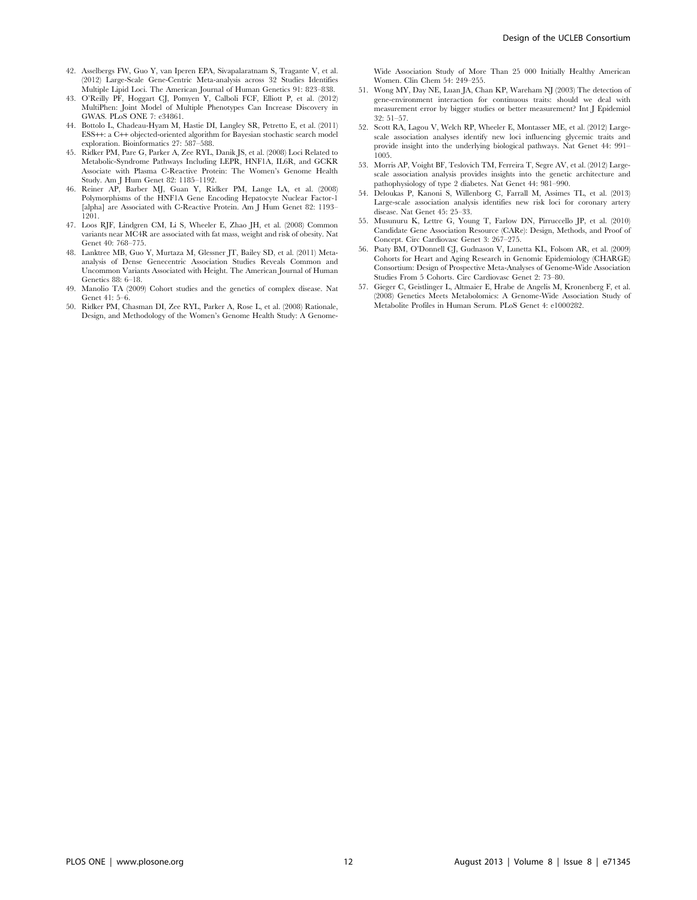42. Asselbergs FW, Guo Y, van Iperen EPA, Sivapalaratnam S, Tragante V, et al. (2012) Large-Scale Gene-Centric Meta-analysis across 32 Studies Identifies Multiple Lipid Loci. The American Journal of Human Genetics 91: 823–838.
43. O'Reilly PF, Hoggart CJ, Pomyen Y, Calboli FCF, Elliott P, et al. (2012) MultiPhen: Joint Model of Multiple Phenotypes Can Increase Discovery in GWAS. PLoS ONE 7: e34861.
44. Bottolo L, Chadeau-Hyam M, Hastie DI, Langley SR, Petretto E, et al. (2011) ESS++: a C++ objected-oriented algorithm for Bayesian stochastic search model exploration. Bioinformatics 27: 587–588.
45. Ridker PM, Pare G, Parker A, Zee RYL, Danik JS, et al. (2008) Loci Related to Metabolic-Syndrome Pathways Including LEPR, HNF1A, IL6R, and GCKR Associate with Plasma C-Reactive Protein: The Women's Genome Health Study. Am J Hum Genet 82: 1185–1192.
46. Reiner AP, Barber MJ, Guan Y, Ridker PM, Lange LA, et al. (2008) Polymorphisms of the HNF1A Gene Encoding Hepatocyte Nuclear Factor-1 [alpha] are Associated with C-Reactive Protein. Am J Hum Genet 82: 1193–1201.
47. Loos RJF, Lindgren CM, Li S, Wheeler E, Zhao JH, et al. (2008) Common variants near MC4R are associated with fat mass, weight and risk of obesity. Nat Genet 40: 768–775.
48. Lanktree MB, Guo Y, Murtaza M, Glessner JT, Bailey SD, et al. (2011) Meta-analysis of Dense Genecentric Association Studies Reveals Common and Uncommon Variants Associated with Height. The American Journal of Human Genetics 88: 6–18.
49. Manolio TA (2009) Cohort studies and the genetics of complex disease. Nat Genet 41: 5–6.
50. Ridker PM, Chasman DI, Zee RYL, Parker A, Rose L, et al. (2008) Rationale, Design, and Methodology of the Women's Genome Health Study: A Genome-Wide Association Study of More Than 25 000 Initially Healthy American Women. Clin Chem 54: 249–255.
51. Wong MY, Day NE, Luan JA, Chan KP, Wareham NJ (2003) The detection of gene-environment interaction for continuous traits: should we deal with measurement error by bigger studies or better measurement? Int J Epidemiol 32: 51–57.
52. Scott RA, Lagou V, Welch RP, Wheeler E, Montasser ME, et al. (2012) Large-scale association analyses identify new loci influencing glycemic traits and provide insight into the underlying biological pathways. Nat Genet 44: 991–1005.
53. Morris AP, Voight BF, Teslovich TM, Ferreira T, Segre AV, et al. (2012) Large-scale association analysis provides insights into the genetic architecture and pathophysiology of type 2 diabetes. Nat Genet 44: 981–990.
54. Deloukas P, Kanoni S, Willenborg C, Farrall M, Assimes TL, et al. (2013) Large-scale association analysis identifies new risk loci for coronary artery disease. Nat Genet 45: 25–33.
55. Musunuru K, Lettre G, Young T, Farlow DN, Pirruccello JP, et al. (2010) Candidate Gene Association Resource (CARe): Design, Methods, and Proof of Concept. Circ Cardiovasc Genet 3: 267–275.
56. Psaty BM, O'Donnell CJ, Gudnason V, Lunetta KL, Folsom AR, et al. (2009) Cohorts for Heart and Aging Research in Genomic Epidemiology (CHARGE) Consortium: Design of Prospective Meta-Analyses of Genome-Wide Association Studies From 5 Cohorts. Circ Cardiovasc Genet 2: 73–80.
57. Gieger C, Geistlinger L, Altmaier E, Hrabe de Angelis M, Kronenberg F, et al. (2008) Genetics Meets Metabolomics: A Genome-Wide Association Study of Metabolite Profiles in Human Serum. PLoS Genet 4: e1000282.